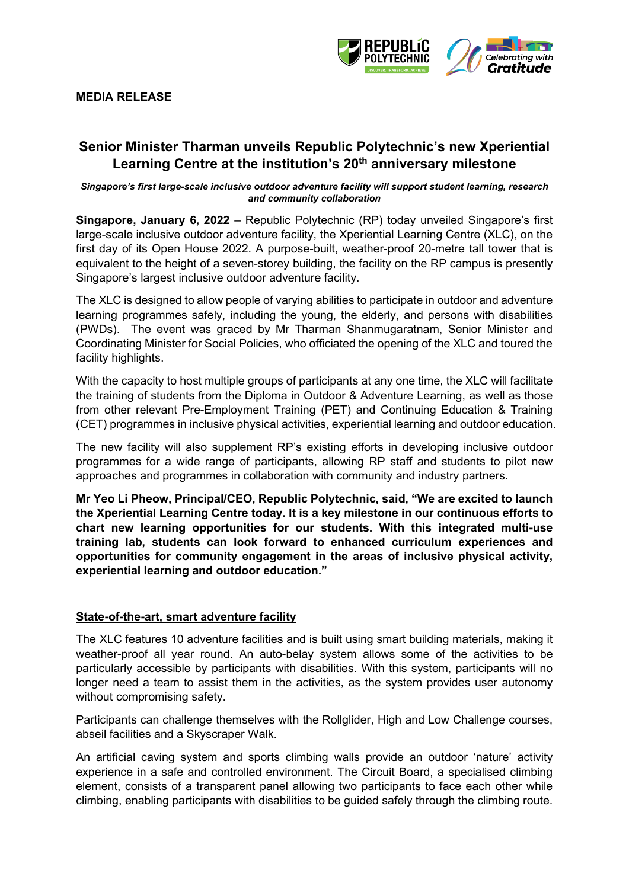**MEDIA RELEASE**

# Senior Minister Tharman unveils Republic Polytechnic's new Xperiential Learning Centre at the institution's 20th anniversary milestone

***Singapore's first large-scale inclusive outdoor adventure facility will support student learning, research and community collaboration***

**Singapore, January 6, 2022** – Republic Polytechnic (RP) today unveiled Singapore's first large-scale inclusive outdoor adventure facility, the Xperiential Learning Centre (XLC), on the first day of its Open House 2022. A purpose-built, weather-proof 20-metre tall tower that is equivalent to the height of a seven-storey building, the facility on the RP campus is presently Singapore's largest inclusive outdoor adventure facility.

The XLC is designed to allow people of varying abilities to participate in outdoor and adventure learning programmes safely, including the young, the elderly, and persons with disabilities (PWDs). The event was graced by Mr Tharman Shanmugaratnam, Senior Minister and Coordinating Minister for Social Policies, who officiated the opening of the XLC and toured the facility highlights.

With the capacity to host multiple groups of participants at any one time, the XLC will facilitate the training of students from the Diploma in Outdoor & Adventure Learning, as well as those from other relevant Pre-Employment Training (PET) and Continuing Education & Training (CET) programmes in inclusive physical activities, experiential learning and outdoor education.

The new facility will also supplement RP's existing efforts in developing inclusive outdoor programmes for a wide range of participants, allowing RP staff and students to pilot new approaches and programmes in collaboration with community and industry partners.

**Mr Yeo Li Pheow, Principal/CEO, Republic Polytechnic, said, "We are excited to launch the Xperiential Learning Centre today. It is a key milestone in our continuous efforts to chart new learning opportunities for our students. With this integrated multi-use training lab, students can look forward to enhanced curriculum experiences and opportunities for community engagement in the areas of inclusive physical activity, experiential learning and outdoor education."**

## State-of-the-art, smart adventure facility

The XLC features 10 adventure facilities and is built using smart building materials, making it weather-proof all year round. An auto-belay system allows some of the activities to be particularly accessible by participants with disabilities. With this system, participants will no longer need a team to assist them in the activities, as the system provides user autonomy without compromising safety.

Participants can challenge themselves with the Rollglider, High and Low Challenge courses, abseil facilities and a Skyscraper Walk.

An artificial caving system and sports climbing walls provide an outdoor 'nature' activity experience in a safe and controlled environment. The Circuit Board, a specialised climbing element, consists of a transparent panel allowing two participants to face each other while climbing, enabling participants with disabilities to be guided safely through the climbing route.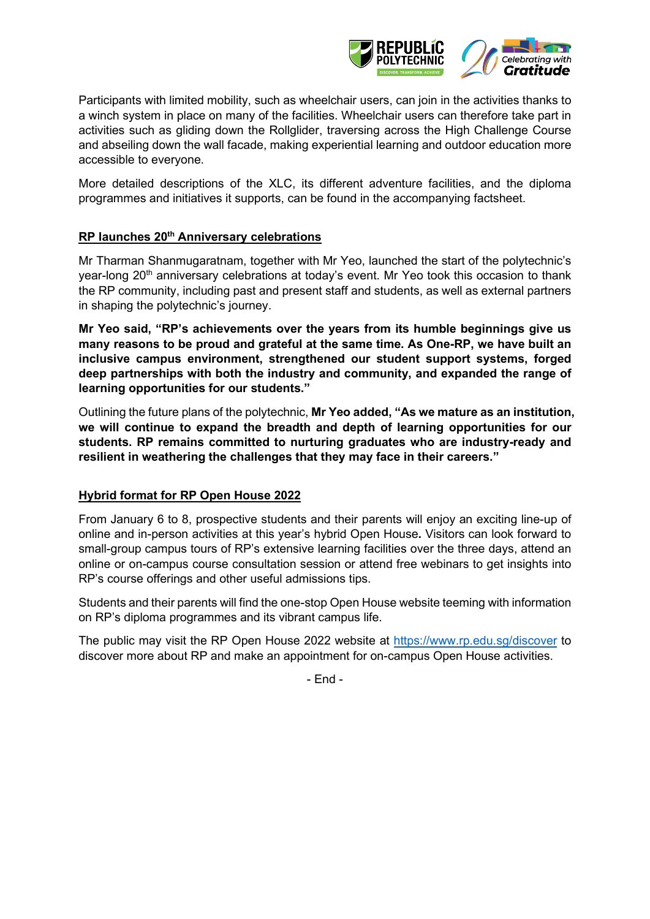Participants with limited mobility, such as wheelchair users, can join in the activities thanks to a winch system in place on many of the facilities. Wheelchair users can therefore take part in activities such as gliding down the Rollglider, traversing across the High Challenge Course and abseiling down the wall facade, making experiential learning and outdoor education more accessible to everyone.

More detailed descriptions of the XLC, its different adventure facilities, and the diploma programmes and initiatives it supports, can be found in the accompanying factsheet.

## RP launches 20th Anniversary celebrations

Mr Tharman Shanmugaratnam, together with Mr Yeo, launched the start of the polytechnic's year-long 20th anniversary celebrations at today's event. Mr Yeo took this occasion to thank the RP community, including past and present staff and students, as well as external partners in shaping the polytechnic's journey.

**Mr Yeo said, "RP's achievements over the years from its humble beginnings give us many reasons to be proud and grateful at the same time. As One-RP, we have built an inclusive campus environment, strengthened our student support systems, forged deep partnerships with both the industry and community, and expanded the range of learning opportunities for our students."**

Outlining the future plans of the polytechnic, **Mr Yeo added, "As we mature as an institution, we will continue to expand the breadth and depth of learning opportunities for our students. RP remains committed to nurturing graduates who are industry-ready and resilient in weathering the challenges that they may face in their careers."**

## Hybrid format for RP Open House 2022

From January 6 to 8, prospective students and their parents will enjoy an exciting line-up of online and in-person activities at this year's hybrid Open House**.** Visitors can look forward to small-group campus tours of RP's extensive learning facilities over the three days, attend an online or on-campus course consultation session or attend free webinars to get insights into RP's course offerings and other useful admissions tips.

Students and their parents will find the one-stop Open House website teeming with information on RP's diploma programmes and its vibrant campus life.

The public may visit the RP Open House 2022 website at https://www.rp.edu.sg/discover to discover more about RP and make an appointment for on-campus Open House activities.

- End -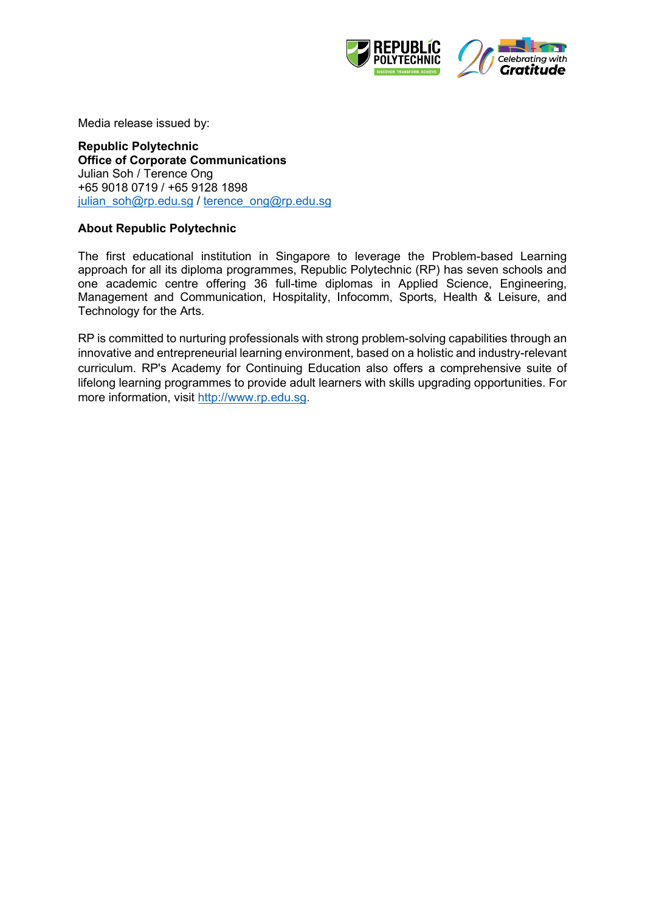Media release issued by:

**Republic Polytechnic**
**Office of Corporate Communications**
Julian Soh / Terence Ong
+65 9018 0719 / +65 9128 1898
julian_soh@rp.edu.sg / terence_ong@rp.edu.sg

**About Republic Polytechnic**

The first educational institution in Singapore to leverage the Problem-based Learning approach for all its diploma programmes, Republic Polytechnic (RP) has seven schools and one academic centre offering 36 full-time diplomas in Applied Science, Engineering, Management and Communication, Hospitality, Infocomm, Sports, Health & Leisure, and Technology for the Arts.

RP is committed to nurturing professionals with strong problem-solving capabilities through an innovative and entrepreneurial learning environment, based on a holistic and industry-relevant curriculum. RP's Academy for Continuing Education also offers a comprehensive suite of lifelong learning programmes to provide adult learners with skills upgrading opportunities. For more information, visit http://www.rp.edu.sg.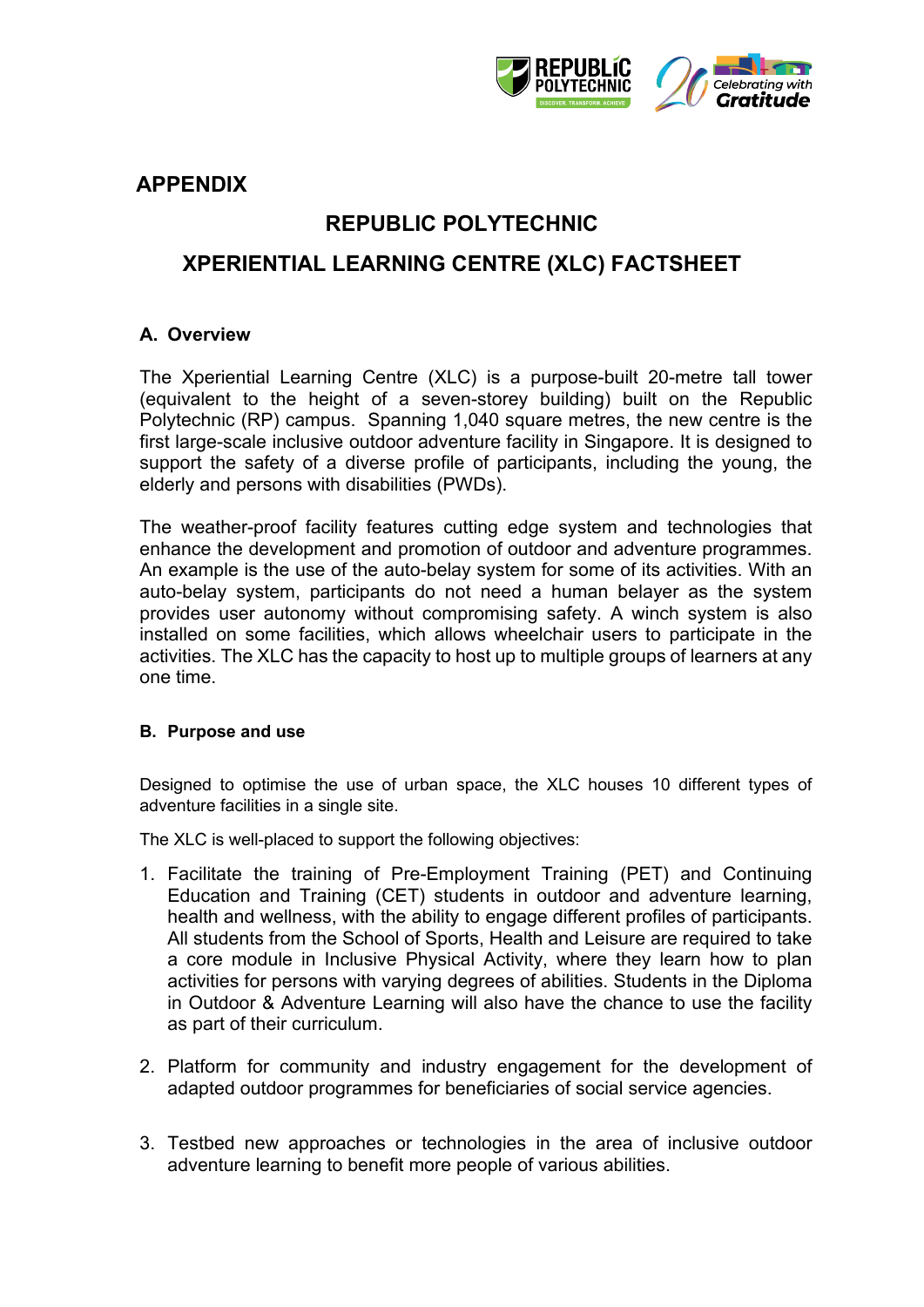## APPENDIX

# REPUBLIC POLYTECHNIC

# XPERIENTIAL LEARNING CENTRE (XLC) FACTSHEET

### A. Overview

The Xperiential Learning Centre (XLC) is a purpose-built 20-metre tall tower (equivalent to the height of a seven-storey building) built on the Republic Polytechnic (RP) campus. Spanning 1,040 square metres, the new centre is the first large-scale inclusive outdoor adventure facility in Singapore. It is designed to support the safety of a diverse profile of participants, including the young, the elderly and persons with disabilities (PWDs).

The weather-proof facility features cutting edge system and technologies that enhance the development and promotion of outdoor and adventure programmes. An example is the use of the auto-belay system for some of its activities. With an auto-belay system, participants do not need a human belayer as the system provides user autonomy without compromising safety. A winch system is also installed on some facilities, which allows wheelchair users to participate in the activities. The XLC has the capacity to host up to multiple groups of learners at any one time.

### B. Purpose and use

Designed to optimise the use of urban space, the XLC houses 10 different types of adventure facilities in a single site.

The XLC is well-placed to support the following objectives:

1. Facilitate the training of Pre-Employment Training (PET) and Continuing Education and Training (CET) students in outdoor and adventure learning, health and wellness, with the ability to engage different profiles of participants. All students from the School of Sports, Health and Leisure are required to take a core module in Inclusive Physical Activity, where they learn how to plan activities for persons with varying degrees of abilities. Students in the Diploma in Outdoor & Adventure Learning will also have the chance to use the facility as part of their curriculum.

2. Platform for community and industry engagement for the development of adapted outdoor programmes for beneficiaries of social service agencies.

3. Testbed new approaches or technologies in the area of inclusive outdoor adventure learning to benefit more people of various abilities.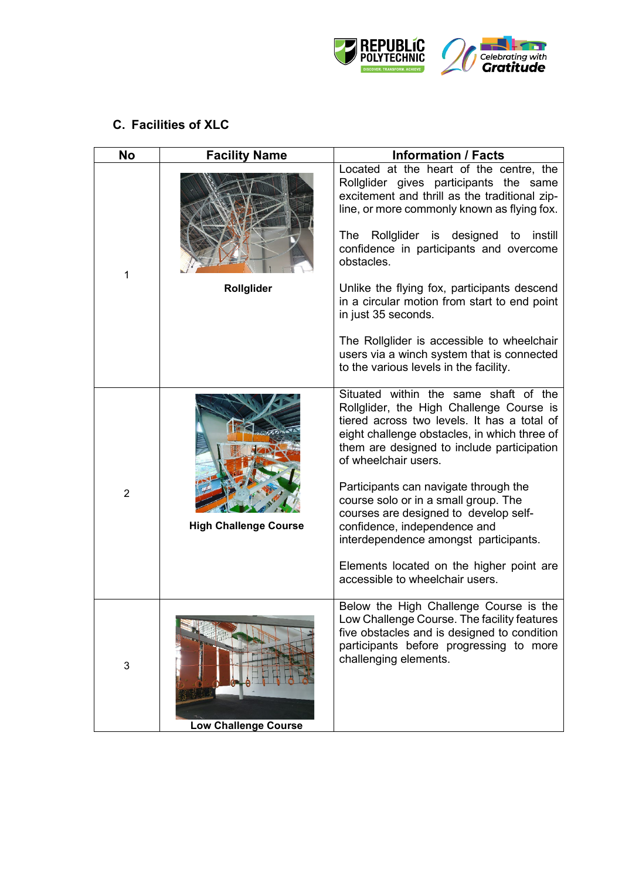### C. Facilities of XLC

| No | Facility Name | Information / Facts |
|---|---|---|
| 1 | **Rollglider** | Located at the heart of the centre, the Rollglider gives participants the same excitement and thrill as the traditional zip-line, or more commonly known as flying fox.<br><br>The Rollglider is designed to instill confidence in participants and overcome obstacles.<br><br>Unlike the flying fox, participants descend in a circular motion from start to end point in just 35 seconds.<br><br>The Rollglider is accessible to wheelchair users via a winch system that is connected to the various levels in the facility. |
| 2 | **High Challenge Course** | Situated within the same shaft of the Rollglider, the High Challenge Course is tiered across two levels. It has a total of eight challenge obstacles, in which three of them are designed to include participation of wheelchair users.<br><br>Participants can navigate through the course solo or in a small group. The courses are designed to develop self-confidence, independence and interdependence amongst participants.<br><br>Elements located on the higher point are accessible to wheelchair users. |
| 3 | **Low Challenge Course** | Below the High Challenge Course is the Low Challenge Course. The facility features five obstacles and is designed to condition participants before progressing to more challenging elements. |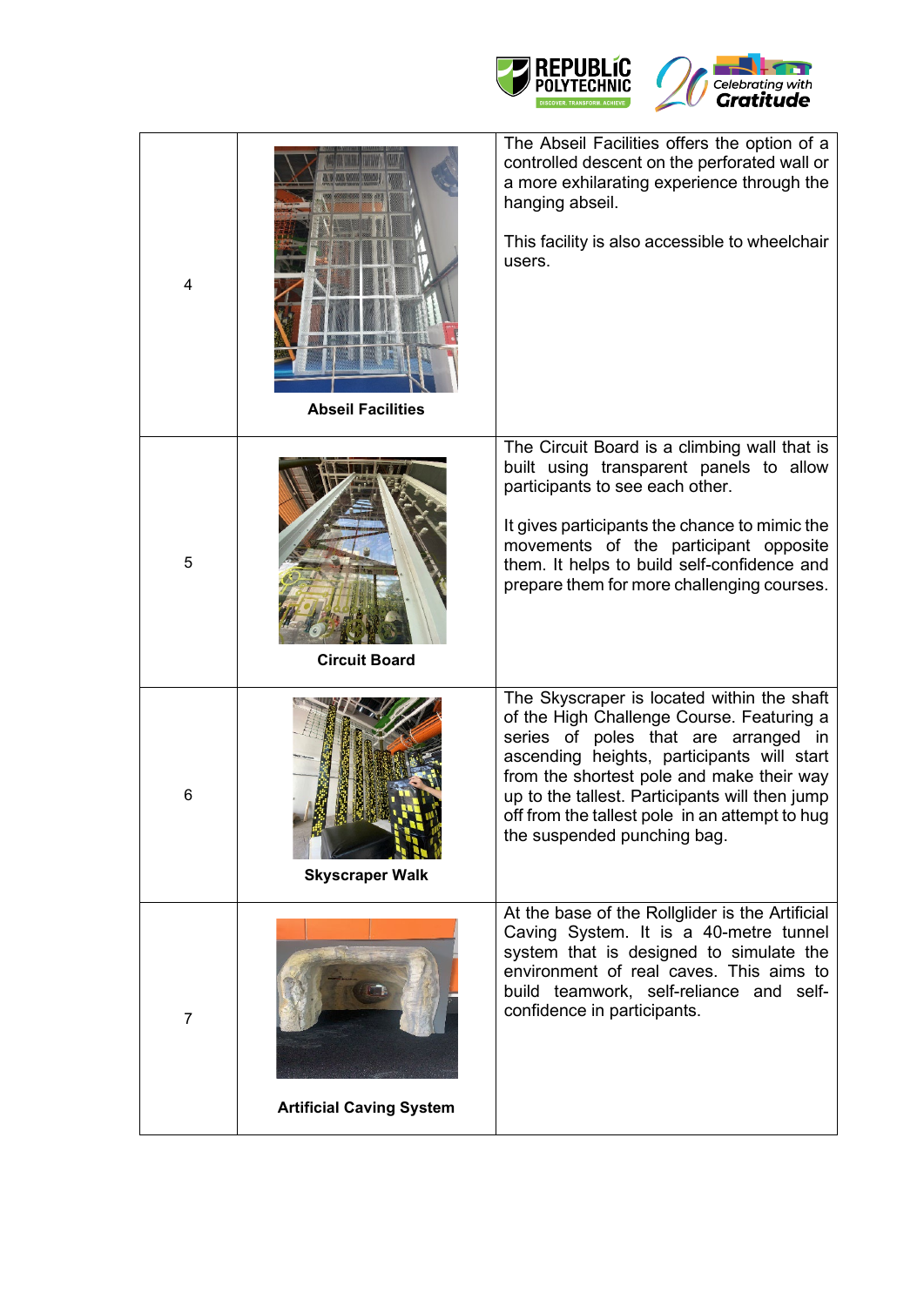| | | |
|---|---|---|
| 4 | **Abseil Facilities** | The Abseil Facilities offers the option of a controlled descent on the perforated wall or a more exhilarating experience through the hanging abseil.<br><br>This facility is also accessible to wheelchair users. |
| 5 | **Circuit Board** | The Circuit Board is a climbing wall that is built using transparent panels to allow participants to see each other.<br><br>It gives participants the chance to mimic the movements of the participant opposite them. It helps to build self-confidence and prepare them for more challenging courses. |
| 6 | **Skyscraper Walk** | The Skyscraper is located within the shaft of the High Challenge Course. Featuring a series of poles that are arranged in ascending heights, participants will start from the shortest pole and make their way up to the tallest. Participants will then jump off from the tallest pole in an attempt to hug the suspended punching bag. |
| 7 | **Artificial Caving System** | At the base of the Rollglider is the Artificial Caving System. It is a 40-metre tunnel system that is designed to simulate the environment of real caves. This aims to build teamwork, self-reliance and self-confidence in participants. |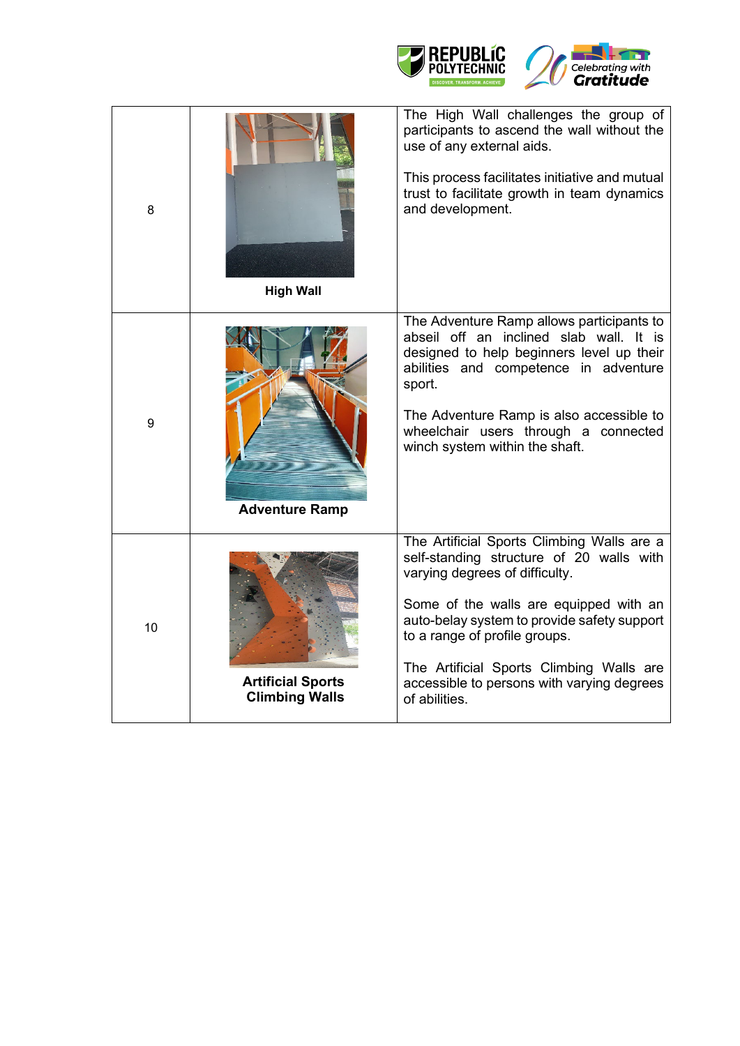| | | |
|---|---|---|
| 8 | **High Wall** | The High Wall challenges the group of participants to ascend the wall without the use of any external aids.<br><br>This process facilitates initiative and mutual trust to facilitate growth in team dynamics and development. |
| 9 | **Adventure Ramp** | The Adventure Ramp allows participants to abseil off an inclined slab wall. It is designed to help beginners level up their abilities and competence in adventure sport.<br><br>The Adventure Ramp is also accessible to wheelchair users through a connected winch system within the shaft. |
| 10 | **Artificial Sports Climbing Walls** | The Artificial Sports Climbing Walls are a self-standing structure of 20 walls with varying degrees of difficulty.<br><br>Some of the walls are equipped with an auto-belay system to provide safety support to a range of profile groups.<br><br>The Artificial Sports Climbing Walls are accessible to persons with varying degrees of abilities. |